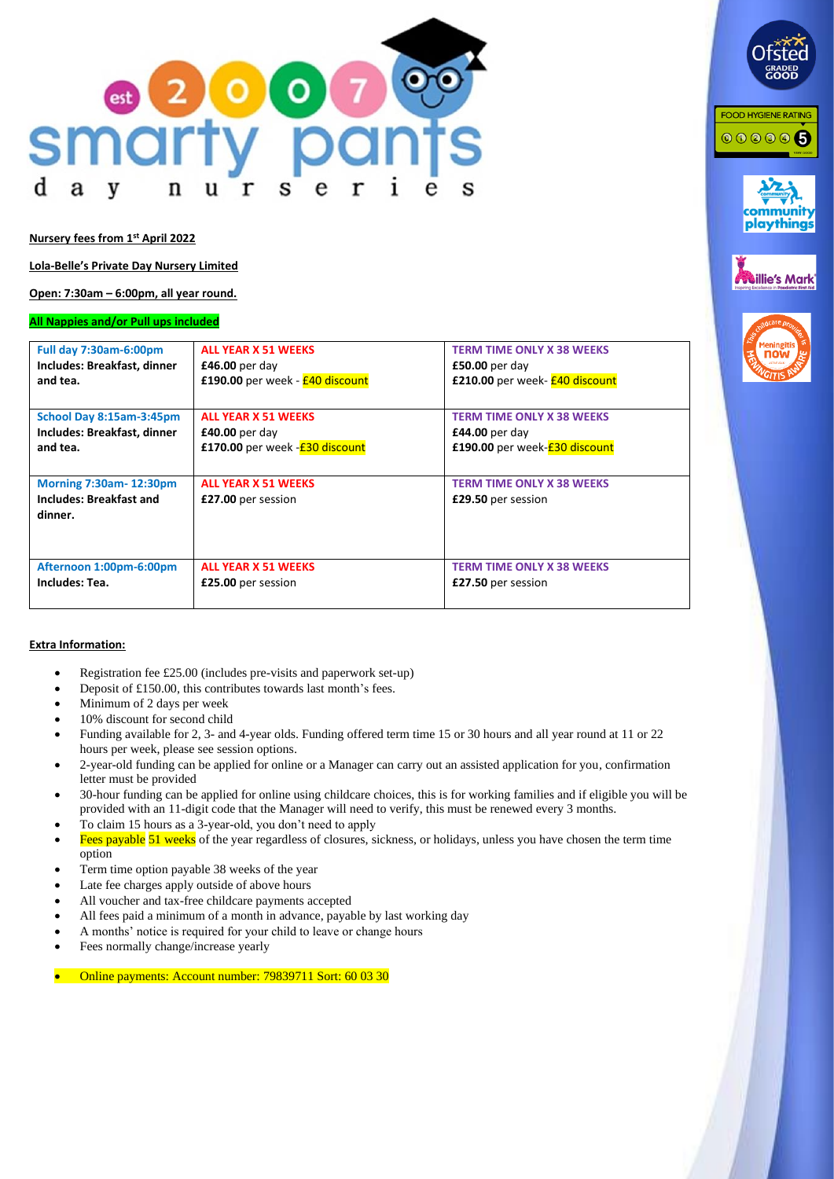**Nursery fees from 1st April 2022**

**Lola-Belle's Private Day Nursery Limited**

**Open: 7:30am – 6:00pm, all year round.**

**All Nappies and/or Pull ups included**

| Full day 7:30am-6:00pm<br>**Includes: Breakfast, dinner and tea.** | **ALL YEAR X 51 WEEKS**<br>**£46.00** per day<br>**£190.00** per week - **£40 discount** | **TERM TIME ONLY X 38 WEEKS**<br>**£50.00** per day<br>**£210.00** per week- **£40 discount** |
|---|---|---|
| School Day 8:15am-3:45pm<br>**Includes: Breakfast, dinner and tea.** | **ALL YEAR X 51 WEEKS**<br>**£40.00** per day<br>**£170.00** per week -**£30 discount** | **TERM TIME ONLY X 38 WEEKS**<br>**£44.00** per day<br>**£190.00** per week-**£30 discount** |
| Morning 7:30am- 12:30pm<br>**Includes: Breakfast and dinner.** | **ALL YEAR X 51 WEEKS**<br>**£27.00** per session | **TERM TIME ONLY X 38 WEEKS**<br>**£29.50** per session |
| Afternoon 1:00pm-6:00pm<br>**Includes: Tea.** | **ALL YEAR X 51 WEEKS**<br>**£25.00** per session | **TERM TIME ONLY X 38 WEEKS**<br>**£27.50** per session |

**Extra Information:**

- Registration fee £25.00 (includes pre-visits and paperwork set-up)
- Deposit of £150.00, this contributes towards last month's fees.
- Minimum of 2 days per week
- 10% discount for second child
- Funding available for 2, 3- and 4-year olds. Funding offered term time 15 or 30 hours and all year round at 11 or 22 hours per week, please see session options.
- 2-year-old funding can be applied for online or a Manager can carry out an assisted application for you, confirmation letter must be provided
- 30-hour funding can be applied for online using childcare choices, this is for working families and if eligible you will be provided with an 11-digit code that the Manager will need to verify, this must be renewed every 3 months.
- To claim 15 hours as a 3-year-old, you don't need to apply
- Fees payable 51 weeks of the year regardless of closures, sickness, or holidays, unless you have chosen the term time option
- Term time option payable 38 weeks of the year
- Late fee charges apply outside of above hours
- All voucher and tax-free childcare payments accepted
- All fees paid a minimum of a month in advance, payable by last working day
- A months' notice is required for your child to leave or change hours
- Fees normally change/increase yearly
- Online payments: Account number: 79839711 Sort: 60 03 30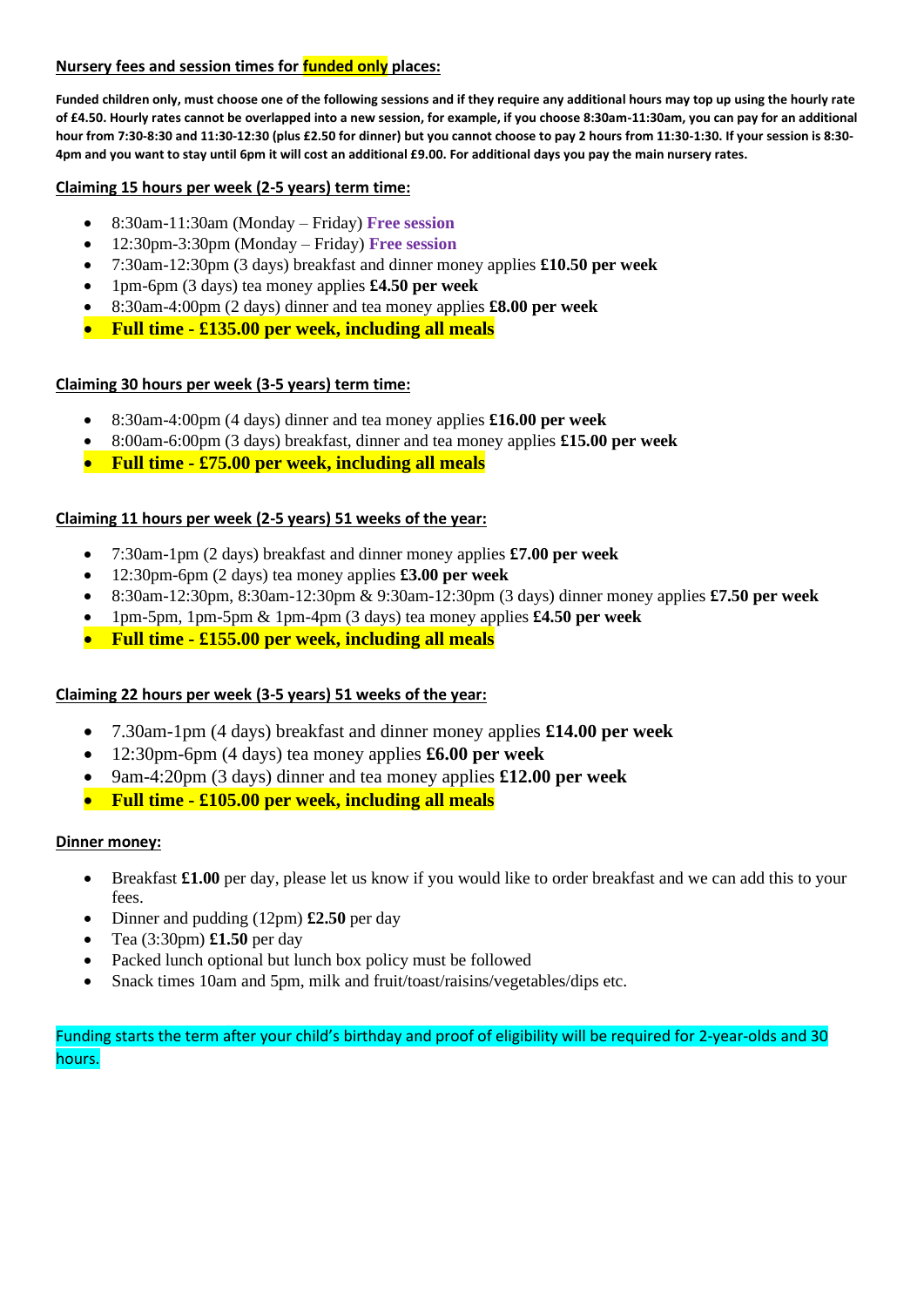**Nursery fees and session times for funded only places:**

**Funded children only, must choose one of the following sessions and if they require any additional hours may top up using the hourly rate of £4.50. Hourly rates cannot be overlapped into a new session, for example, if you choose 8:30am-11:30am, you can pay for an additional hour from 7:30-8:30 and 11:30-12:30 (plus £2.50 for dinner) but you cannot choose to pay 2 hours from 11:30-1:30. If your session is 8:30-4pm and you want to stay until 6pm it will cost an additional £9.00. For additional days you pay the main nursery rates.**

**Claiming 15 hours per week (2-5 years) term time:**

- 8:30am-11:30am (Monday – Friday) **Free session**
- 12:30pm-3:30pm (Monday – Friday) **Free session**
- 7:30am-12:30pm (3 days) breakfast and dinner money applies **£10.50 per week**
- 1pm-6pm (3 days) tea money applies **£4.50 per week**
- 8:30am-4:00pm (2 days) dinner and tea money applies **£8.00 per week**
- **Full time - £135.00 per week, including all meals**

**Claiming 30 hours per week (3-5 years) term time:**

- 8:30am-4:00pm (4 days) dinner and tea money applies **£16.00 per week**
- 8:00am-6:00pm (3 days) breakfast, dinner and tea money applies **£15.00 per week**
- **Full time - £75.00 per week, including all meals**

**Claiming 11 hours per week (2-5 years) 51 weeks of the year:**

- 7:30am-1pm (2 days) breakfast and dinner money applies **£7.00 per week**
- 12:30pm-6pm (2 days) tea money applies **£3.00 per week**
- 8:30am-12:30pm, 8:30am-12:30pm & 9:30am-12:30pm (3 days) dinner money applies **£7.50 per week**
- 1pm-5pm, 1pm-5pm & 1pm-4pm (3 days) tea money applies **£4.50 per week**
- **Full time - £155.00 per week, including all meals**

**Claiming 22 hours per week (3-5 years) 51 weeks of the year:**

- 7.30am-1pm (4 days) breakfast and dinner money applies **£14.00 per week**
- 12:30pm-6pm (4 days) tea money applies **£6.00 per week**
- 9am-4:20pm (3 days) dinner and tea money applies **£12.00 per week**
- **Full time - £105.00 per week, including all meals**

**Dinner money:**

- Breakfast **£1.00** per day, please let us know if you would like to order breakfast and we can add this to your fees.
- Dinner and pudding (12pm) **£2.50** per day
- Tea (3:30pm) **£1.50** per day
- Packed lunch optional but lunch box policy must be followed
- Snack times 10am and 5pm, milk and fruit/toast/raisins/vegetables/dips etc.

Funding starts the term after your child's birthday and proof of eligibility will be required for 2-year-olds and 30 hours.